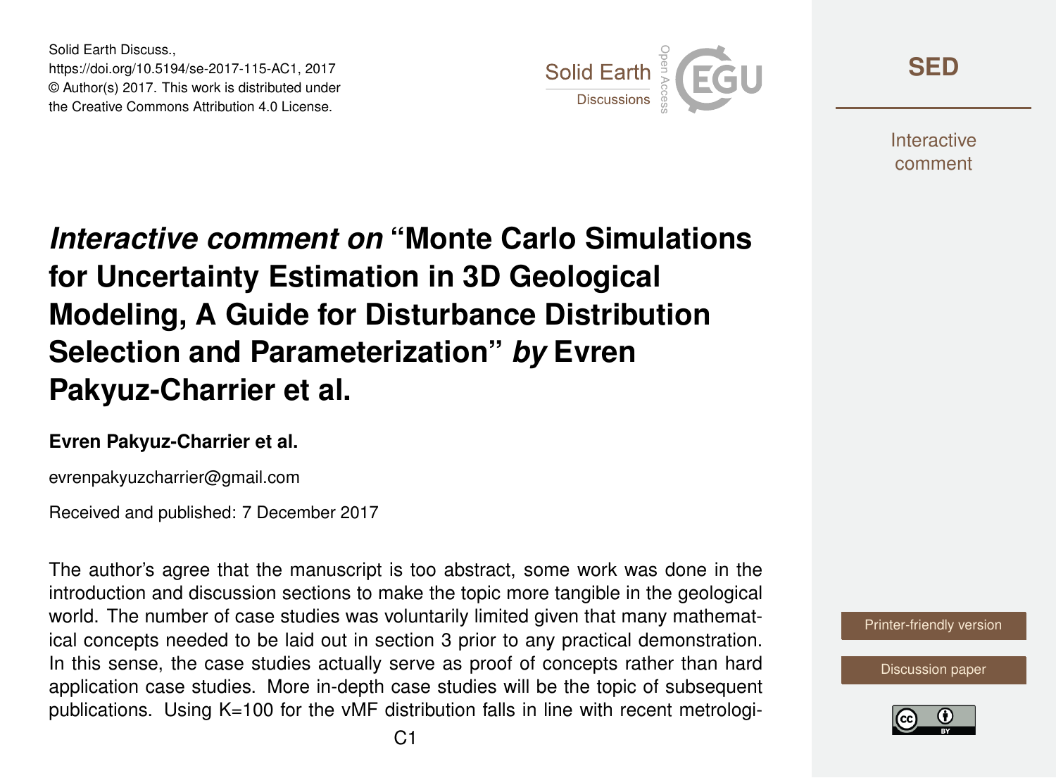Solid Earth Discuss.,
https://doi.org/10.5194/se-2017-115-AC1, 2017
© Author(s) 2017. This work is distributed under
the Creative Commons Attribution 4.0 License.

# *Interactive comment on* "Monte Carlo Simulations for Uncertainty Estimation in 3D Geological Modeling, A Guide for Disturbance Distribution Selection and Parameterization" *by* Evren Pakyuz-Charrier et al.

**Evren Pakyuz-Charrier et al.**

evrenpakyuzcharrier@gmail.com

Received and published: 7 December 2017

The author's agree that the manuscript is too abstract, some work was done in the introduction and discussion sections to make the topic more tangible in the geological world. The number of case studies was voluntarily limited given that many mathematical concepts needed to be laid out in section 3 prior to any practical demonstration. In this sense, the case studies actually serve as proof of concepts rather than hard application case studies. More in-depth case studies will be the topic of subsequent publications. Using K=100 for the vMF distribution falls in line with recent metrologi-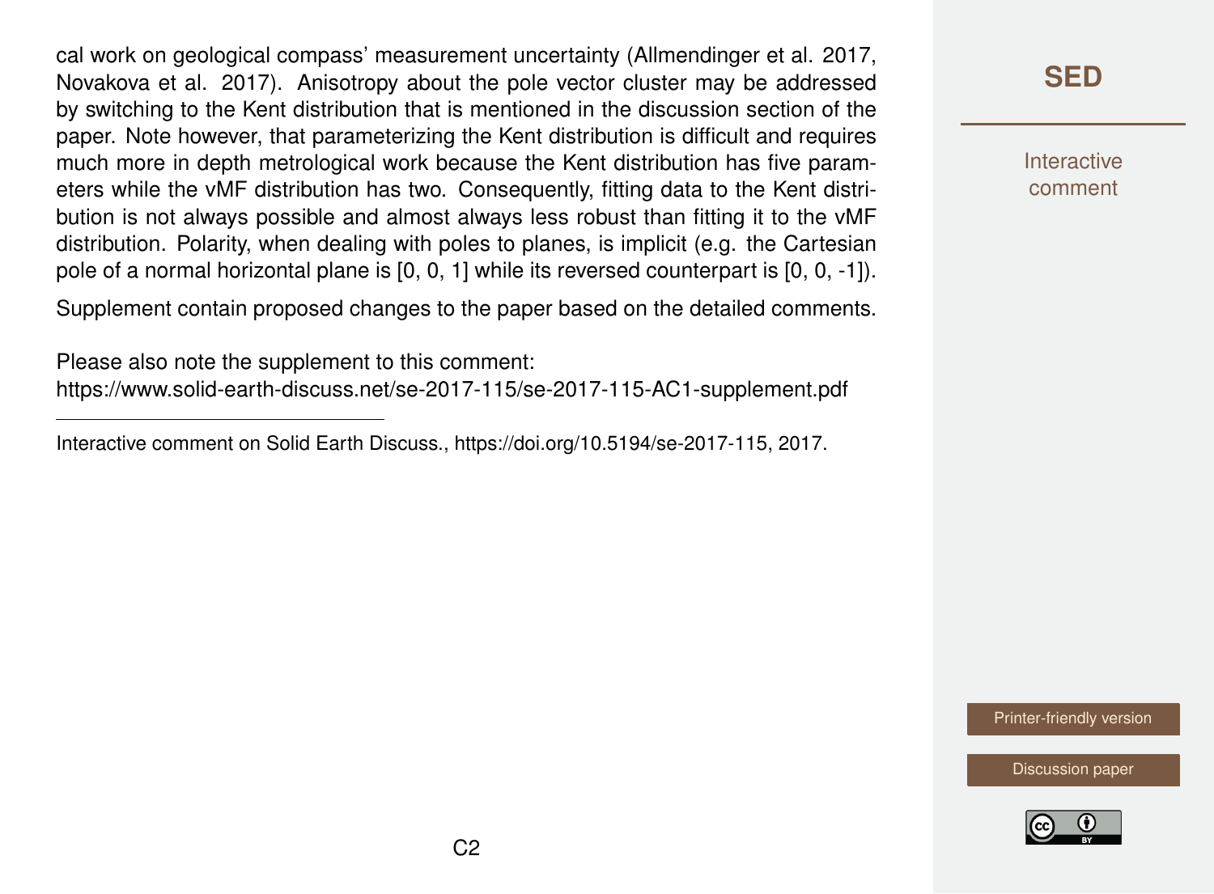cal work on geological compass' measurement uncertainty (Allmendinger et al. 2017, Novakova et al. 2017). Anisotropy about the pole vector cluster may be addressed by switching to the Kent distribution that is mentioned in the discussion section of the paper. Note however, that parameterizing the Kent distribution is difficult and requires much more in depth metrological work because the Kent distribution has five parameters while the vMF distribution has two. Consequently, fitting data to the Kent distribution is not always possible and almost always less robust than fitting it to the vMF distribution. Polarity, when dealing with poles to planes, is implicit (e.g. the Cartesian pole of a normal horizontal plane is [0, 0, 1] while its reversed counterpart is [0, 0, -1]).

Supplement contain proposed changes to the paper based on the detailed comments.

Please also note the supplement to this comment:
https://www.solid-earth-discuss.net/se-2017-115/se-2017-115-AC1-supplement.pdf

---

Interactive comment on Solid Earth Discuss., https://doi.org/10.5194/se-2017-115, 2017.